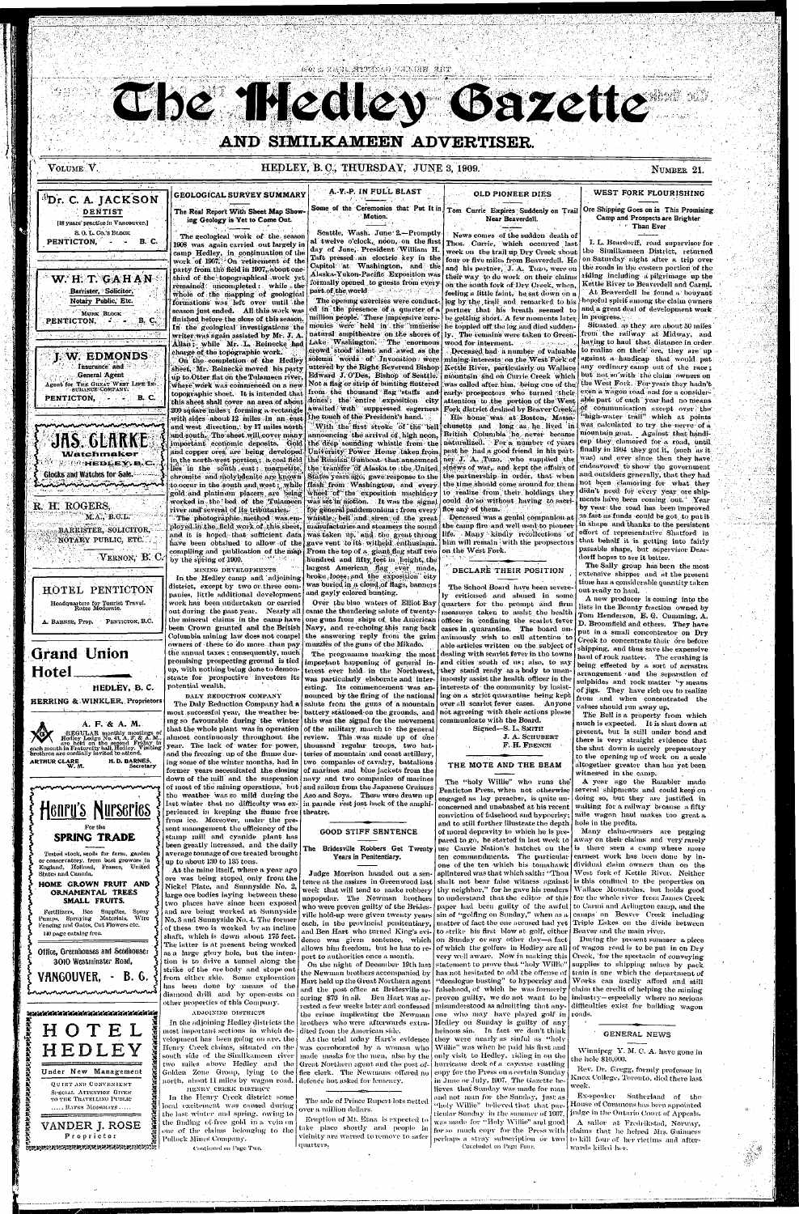# The Hedley Gazette

## AND SIMILKAMEEN ADVERTISER.

VOLUME V. HEDLEY, B. C., THURSDAY, JUNE 3, 1909. NUMBER 21.

---

**Dr. C. A. JACKSON**
DENTIST
[18 years' practice in Vancouver.]
S. O. L. Co.'s BLOCK
PENTICTON, - - B. C.

---

**W. H. T. GAHAN**
Barrister, Solicitor,
Notary Public, Etc.
MURK BLOCK
PENTICTON, - - B. C.

---

**J. W. EDMONDS**
Insurance and
General Agent
Agent for THE GREAT WEST LIFE INSURANCE COMPANY.
PENTICTON, - - B. C.

---

**JAS. CLARKE**
Watchmaker
HEDLEY, B. C.
Clocks and Watches for Sale.

---

**R. H. ROGERS,**
M.A., B.C.L.
BARRISTER, SOLICITOR,
NOTARY PUBLIC, ETC.
VERNON, B. C.

---

**HOTEL PENTICTON**
Headquarters for Tourist Travel.
Rates Moderate.
A. BARNES, Prop. PENTICTON, B.C.

---

**Grand Union Hotel**
HEDLEY, B. C.
HERRING & WINKLER, Proprietors

---

**A. F. & A. M.**
REGULAR monthly meetings of Hedley Lodge No. 43, A. F. & A. M., are held on the second Friday in each month in Fraternity hall, Hedley. Visiting brethren are cordially invited to attend.
ARTHUR CLARE, W. M. H. D. BARNES, Secretary

---

**Henry's Nurseries**
For the
**SPRING TRADE**
Tested stock, seeds for farm, garden or conservatory, from best growers in England, Holland, France, United States and Canada.
**HOME GROWN FRUIT AND ORNAMENTAL TREES SMALL FRUITS.**
Fertilizers, Bee Supplies, Spray Pumps, Spraying Materials, Wire Fencing and Gates, Cut Flowers etc.
140 page catalog free.
Office, Greenhouses and Seedhouse:
3010 Westminster Road,
VANCOUVER, - B. C.

---

**HOTEL HEDLEY**
Under New Management
QUIET AND CONVENIENT
SPECIAL ATTENTION GIVEN TO THE TRAVELLING PUBLIC
..... RATES MODERATE .....
**VANDER J. ROSE**
Proprietor

---

## GEOLOGICAL SURVEY SUMMARY

### The Real Report With Sheet Map Showing Geology is Yet to Come Out.

The geological work of the season 1908 was again carried out largely in camp Hedley, in continuation of the work of 1907. On retirement of the party from the field in 1907, about one-third of the topographical work yet remained uncompleted; while the whole of the mapping of geological formations was left over until the season just ended. All this work was finished before the close of this season. In the geological investigations the writer was again assisted by Mr. J. A. Allan; while Mr. L. Reinecke had charge of the topographic work.

On the completion of the Hedley sheet, Mr. Reinecke moved his party up to Otter flat on the Tulameen river, where work was commenced on a new topographic sheet. It is intended that this sheet shall cover an area of about 200 square miles; forming a rectangle with sides about 12 miles in an east and west direction, by 17 miles north and south. The sheet will cover many important economic deposits. Gold and copper ores are being developed in the north-west portion; a coal field lies in the south east; magnetite, chromite and molybdenite are known to occur in the south and west; while gold and platinum placers are being worked in the bed of the Tulameen river and several of its tributaries.

The photographic method was employed in the field work of this sheet, and it is hoped that sufficient data have been obtained to allow of the compiling and publication of the map by the spring of 1900.

**MINING DEVELOPMENTS**

In the Hedley camp and adjoining district, except by two or three companies, little additional development work has been undertaken or carried out during the past year. Nearly all the mineral claims in the camp have been Crown granted and the British Columbia mining law does not compel owners of these to do more than pay the annual taxes; consequently, much promising prospecting ground is tied up, with nothing being done to demonstrate for prospective investors its potential wealth.

**DALY REDUCTION COMPANY**

The Daly Reduction Company had a most successful year, the weather being so favourable during the winter that the whole plant was in operation almost continuously throughout the year. The lack of water for power, and the freezing up of the flume during some of the winter months, had in former years necessitated the closing down of the mill and the suspension of most of the mining operations, but the weather was so mild during the last winter that no difficulty was experienced in keeping the flume free from ice. Moreover, under the present management the efficiency of the stamp mill and cyanide plant has been greatly increased, and the daily average tonnage of ore treated brought up to about 130 to 135 tons.

At the mine itself, where a year ago ore was being stoped only from the Nickel Plate, and Sunnyside No. 2, large ore bodies laying between these two places have since been exposed and are being worked at Sunnyside No. 3 and Sunnyside No. 4. The former of these two is worked by an incline shaft, which is down about 175 feet. The latter is at present being worked as a large glory hole, but the intention is to drive a tunnel along the strike of the ore body and stope out from either side. Some exploration has been done by means of the diamond drill and by open-cuts on other properties of this Company.

**ADJOINING DISTRICTS**

In the adjoining Hedley districts the most important sections in which development has been going on are, the Henry Creek claims, situated on the south side of the Similkameen river two miles above Hedley and the Golden Zone Group, lying to the north, about 11 miles by wagon road.

**HENRY CREEK DISTRICT**

In the Henry Creek district some local excitement was caused during the last winter and spring, owing to the finding of free gold in a vein on one of the claims belonging to the Pollock Mines Company.

Continued on Page Two.

---

## A.-Y.-P. IN FULL BLAST

### Some of the Ceremonies that Put It in Motion.

Seattle, Wash. June 2.—Promptly at twelve o'clock, noon, on the first day of June, President William H. Taft pressed an electric key in the Capitol at Washington, and the Alaska-Yukon-Pacific Exposition was formally opened to guests from every part of the world.

The opening exercises were conducted in the presence of a quarter of a million people. These impressive ceremonies were held in the immense natural ampitheatre on the shores of Lake Washington. The enormous crowd stood silent and awed as the solemn words of Invocation were uttered by the Right Reverend Bishop Edward J. O'Dea, Bishop of Seattle. Not a flag or strip of bunting fluttered from the thousand flag staffs and domes; the entire exposition city awaited with suppressed eagerness the touch of the President's hand.

With the first stroke of the bell announcing the arrival of high noon, the deep sounding whistle from the University Power House taken from the Russian Gunboat that announced the transfer of Alaska to the United States years ago, gave response to the flash from Washington, and every wheel of the exposition machinery was set in motion. It was the signal for general pandemonium; from every whistle, bell and siren of the great manufactories and steamers the sound was taken up, and the great throng gave vent to its withheld enthusiasm. From the top of a giant flag staff two hundred and fifty feet in height, the largest American flag ever made, broke loose, and the exposition city was buried in a cloud of flags, banners and gayly colored bunting.

Over the blue waters of Elliot Bay came the thundering salute of twenty-one guns from ships of the American Navy, and re-echoing this rang back the answering reply from the grim muzzles of the guns of the Mikado.

The programme marking the most important happening of general interest ever held in the Northwest, was particularly elaborate and interesting. Its commencement was announced by the firing of the national salute from the guns of a mountain battery stationed on the grounds, and this was the signal for the movement of the military march to the general review. This was made up of one thousand regular troops, two batteries of mountain and coast artillery, two companies of cavalry, battalions of marines and blue jackets from the navy and two companies of marines and sailors from the Japanese Cruisers Aso and Soya. These were drawn up in parade rest just back of the amphitheatre.

---

## GOOD STIFF SENTENCE

### The Bridesville Robbers Get Twenty Years in Penitentiary.

Judge Morrison handed out a sentence at the assizes in Greenwood last week that will tend to make robbery unpopular. The Newman brothers who were proven guilty of the Bridesville hold-up were given twenty years each, in the provincial penitentiary, and Ben Hart who turned King's evidence was given sentence, which allows him freedom, but he has to report to authorities once a month.

On the night of December 19th last the Newman brothers accompanied by Hart held up the Great Northern agent and the post office at Bridesville securing $70 in all. Ben Hart was arrested a few weeks later and confessed the crime implicating the Newman brothers who were afterwards extradited from the American side.

At the trial today Hart's evidence was corroborated by a woman who made masks for the men, also by the Great Northern agent and the post office clerk. The Newmans offered no defence but asked for leniency.

---

The sale of Prince Rupert lots netted over a million dollars.

Eruption of Mt. Etna is expected to take place shortly and people in vicinity are warned to remove to safer quarters.

---

## OLD PIONEER DIES

### Tom Currie Expires Suddenly on Trail Near Beaverdell.

News comes of the sudden death of Thos. Currie, which occurred last week on the trail up Dry Creek about four or five miles from Beaverdell. He and his partner, J. A. Tuzo, were on their way to do work on their claims on the south fork of Dry Creek, when, feeling a little faint, he sat down on a log by the trail and remarked to his partner that his breath seemed to be getting short. A few moments later he toppled off the log and died suddenly. The remains were taken to Greenwood for interment.

Deceased had a number of valuable mining interests on the West Fork of Kettle River, particularly on Wallace mountain and on Currie Creek which was called after him, being one of the early prospectors who turned their attention to the portion of the West Fork district drained by Beaver Creek.

His home was at Boston, Massachusetts and long as he lived in British Columbia he never became naturalized. For a number of years past he had a good friend in his partner J. A. Tuzo, who supplied the sinews of war, and kept the affairs of the partnership in order, that when the time should come around for them to realize from their holdings they could do so without having to sacrifice any of them.

Deceased was a genial companion at the camp fire and well used to pioneer life. Many kindly recollections of him will remain with the prospectors on the West Fork.

---

## DECLARE THEIR POSITION

The School Board have been severely criticised and abused in some quarters for the prompt and firm measures taken to assist the health officer in confining the scarlet fever cases in quarantine. The board unanimously wish to call attention to able articles written on the subject of dealing with scarlet fever in the towns and cities south of us; also, to say they stand ready as a body to unanimously assist the health officer in the interests of the community by insisting on a strict quarantine being kept over all scarlet fever cases. Anyone not agreeing with their actions please communicate with the Board.

Signed—S. L. SMITH
J. A. SCHUBERT
F. H. FRENCH

---

## THE MOTE AND THE BEAM

The "holy Willie" who runs the Penticton Press, when not otherwise engaged as lay preacher, is quite unconcerned and unabashed at his recent conviction of falsehood and hypocrisy; and to still further illustrate the depth of moral depravity to which he is prepared to go, he started in last week to use Carrie Nation's hatchet on the ten commandments. The particular one of the ten which his tomahawk splintered was that which saith: "Thou shalt not bear false witness against thy neighbor," for he gave his readers to understand that the editor of this paper had been guilty of the awful sin of "golfing on Sunday," when as a matter of fact the one accused had yet to strike his first blow at golf, either on Sunday or any other day—a fact of which the golfers in Hedley are all very well aware. Now in making this statement to prove that "holy Willie" has not hesitated to add the offense of "decalogue busting" to hypocrisy and falsehood, of which he was formerly proven guilty, we do not want to be misunderstood as admitting that anyone who may have played golf in Hedley on Sunday is guilty of any heinous sin. In fact we don't think they were nearly as sinful as "holy Willie" was when he paid his first and only visit to Hedley, riding in on the hurricane deck of a cayuse rustling copy for the Press on a certain Sunday in June or July, 1907. The Gazette believes that Sunday was made for man and not man for the Sunday, just as "holy Willie" believed that that particular Sunday in the summer of 1907, was made for "holy Willie" and good for so much copy for the Press with perhaps a stray subscription or two

Concluded on Page Four.

---

## WEST FORK FLOURISHING

### Ore Shipping Goes on in This Promising Camp and Prospects are Brighter Than Ever

I. L. Beardolff, road supervisor for the Similkameen District, returned on Saturday night after a trip over the roads in the eastern portion of the riding including a pilgrimage up the Kettle River to Beaverdell and Carmi.

At Beaverdell he found a buoyant hopeful spirit among the claim owners and a great deal of development work in progress.

Situated as they are about 50 miles from the railway at Midway, and having to haul that distance in order to realize on their ore, they are up against a handicap that would put any ordinary camp out of the race; but not so with the claim owners on the West Fork. For years they hadn't even a wagon road and for a considerable part of each year had no means of communication except over the "high-water trail" which at points was calculated to try the nerve of a mountain goat. Against that handicap they clamored for a road, until finally in 1904 they got it, (such as it was) and ever since then they have endeavored to show the government and outsiders generally, that they had not been clamoring for what they didn't need for every year ore shipments have been coming out. Year by year the road has been improved as fast as funds could be got to put it in shape and thanks to the persistent effort of representative Shatford in that behalf it is getting into fairly passable shape, but supervisor Beardolff hopes to see it better.

The Sally group has been the most extensive shipper and at the present time has a considerable quantity taken out ready to haul.

A new producer is coming into the lists in the Bounty fraction owned by Tom Henderson, E. G. Cumming, A. D. Broomfield and others. They have put in a small concentrator on Dry Creek to concentrate their ore before shipping, and thus save the expensive haul of rock matter. The crushing is being effected by a sort of arrastra arrangement and the separation of sulphides and rock matter by means of jigs. They have rich ore to realize from and when concentrated the values should run away up.

The Bell is a property from which much is expected. It is shut down at present, but is still under bond and there is very straight evidence that the shut down is merely preparatory to the opening up of work on a scale altogether greater than has yet been witnessed in the camp.

A year ago the Rambler made several shipments and could keep on doing so, but they are justified in waiting for a railway because a fifty mile wagon haul makes too great a hole in the profits.

Many claim-owners are pegging away on their claims and very rarely is there seen a camp where more earnest work has been done by individual claim owners than on the West Fork of Kettle River. Neither is this confined to the properties on Wallace Mountains, but holds good for the whole river from James Creek to Carmi and Arlington camp, and the camps on Beaver Creek including Triple Lakes on the divide between Beaver and the main river.

During the present summer a piece of wagon road is to be put in on Dry Creek, for the spectacle of conveying supplies to shipping mines by pack train is one which the department of Works can hardly afford and still claim the credit of helping the mining industry—especially where no serious difficulties exist for building wagon roads.

---

## GENERAL NEWS

Winnipeg Y. M. C. A. have gone in the hole $16,000.

Rev. Dr. Gregg, formly professor in Knox College, Toronto, died there last week.

Ex-speaker Sutherland of the House of Commons has been appointed judge in the Ontario Court of Appeals.

A sailor at Fredrikstad, Norway, claims that he helped Mrs. Guinness to kill four of her victims and afterwards killed her.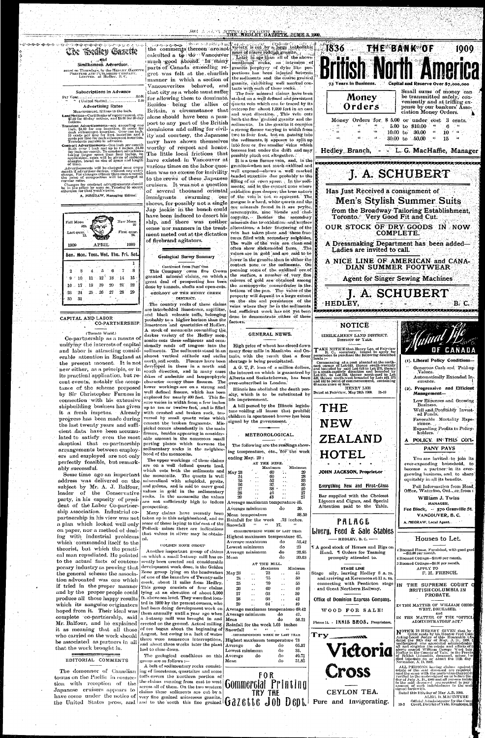# The Hedley Gazette

and

## Similkameen Advertiser.

Issued on Thursdays, by the HEDLEY GAZETTE PRINTING AND PUBLISHING COMPANY, LIMITED, at Hedley, B. C.

### Subscriptions in Advance

Per Year ... $2.00
" (United States) ... 2.50

### Advertising Rates

Measurement, 12 lines to the inch.

**Land Notices**—Certificates of improvement, etc. $7.00 for 60-day notices, and $5.00 for 30-day notices.

**Transient Advertisements**—not exceeding one inch, $1.00 for one insertion, 25 cents for each subsequent insertion. Over one inch, 10 cents per line for first insertion and 5 cents per line for each subsequent insertion. Transients payable in advance.

**Contract Advertisements**—One inch per month $1.25; over 1 inch and up to 4 inches, $1.00 per inch per month. To constant advertisers taking larger space than four inches, on application, rates will be given of reduced charges, based on size of space and length of time.

Advertisements will be changed once every month if advertiser desires, without any extra charge. For changes oftener than once a month the price of composition will be charged at regular rates.

Changes for contract advertisements should be in the office by noon on Tuesday to secure attention for that week's issue.

A. MEGRAW, Managing Editor.

| Full Moon 5th | | | | | | New Moon 20 |
|---|---|---|---|---|---|---|
| Last quar. 13 | | | | | | First quar. 28 |
| 1909 | | | APRIL | | | 1909 |
| Sun. | Mon. | Tues. | Wed. | Thu. | Fri. | Sat. |
| | | | | | | 1 |
| 2 | 3 | 4 | 5 | 6 | 7 | 8 |
| 9 | 10 | 11 | 12 | 13 | 14 | 15 |
| 16 | 17 | 18 | 19 | 20 | 21 | 22 |
| 23 | 24 | 25 | 26 | 27 | 28 | 29 |
| 30 | 31 | | | | | |

## CAPITAL AND LABOR CO-PARTNERSHIP.

(Toronto World.)

Co-partnership as a means of unifying the interests of capital and labor is attracting considerable attention in England at the present moment. It is not new either, as a principle, or in its practical application, but recent events, notably the acceptance of the scheme proposed by Sir Christopher Furness in connection with his extensive shipbuilding business has given it a fresh impetus. Already progress has been made during the last twenty years and sufficient data have been accumulated to satisfy even the most skeptical that co-partnership arrangements between employers and employed are not only perfectly feasible, but remarkably successful.

Some time ago an important address was delivered on the subject by Mr. A. J. Balfour, leader of the Conservative party, in his capacity of president of the Labor Co-partnership Association. Industrial co-partnership in his view was not a plan which looked well only on paper, nor a method of dealing with industrial problems which commended itself to the theorist, but which the practical man repudiated. He pointed to the actual facts of contemporary industry as proving that the general scheme the association advocated was one which if tried in the proper manner and by the proper people could produce all those happy results which its sanguine originators hoped from it. Their ideal was complete co-partnership, said Mr. Balfour, and he explained it as meaning that all those who carried on the work should be associated as partners in all that the work brought in.

## EDITORIAL COMMENTS

The demeanor of Canadian towns on the Pacific in connection with reception of the Japanese cruisers appears to have come under the notice of the United States press, and the comments thereon are not calculated to do Vancouver much good abroad. In many parts of Canada exceeding regret was felt at the churlish manner in which a section of Vancouverites behaved, and that city as a whole must suffer for allowing them to dominate. Besides being the allies of Britain, a circumstance that alone should have been a passport to any part of the British dominions and calling for civility and courtesy, the Japanese navy have shown themselves worthy of respect and honor. The little local frictions that have existed in Vancouver at various times on the labor question was no excuse for incivility to the crews of these Japanese cruisers. It was not a question of several thousand oriental immigrants swarming our shores, for possibly not a single Jap jackie in the bunch could have been induced to desert his ship, and there was neither sense nor manners in the treatment meted out at the dictation of firebrand agitators.

## Geological Survey Summary

Continued from Page One

This Company owns five Crown granted mineral claims, on which a great deal of prospecting has been done by tunnels, shafts and open-cuts.

### GEOLOGY OF THE HENRY CREEK DISTRICT.

The country rocks of these claims are interbedded limestones, argillites, and black volcanic tuffs, belonging probably to a higher horizon than the limestones and quartzites of Hedley. A stock of monzonite resembling the darker variety of the Hedley monzonite cuts these sediments and occasionally sends off tongues into the sediments. The sediments stand in an almost vertical attitude and strike north and south. Fissures have been developed in these in a north and south direction, and in many cases dikes of andesitic and lamprophyric character occupy these fissures. The lower workings are on a strong and well defined fissure, which has been explored for nearly 400 feet. This fissure varies in width from a few inches up to ten or twelve feet, and is filled with crushed and broken rock, traversed by small quartz veins which cement the broken fragments. Mispickel occurs abundantly in the main fissure, besides appearing in considerable amount in the numerous small parting planes which traverse the sedimentary rocks in the neighborhood of the monzonite.

The upper workings of these claims are on a well defined quartz lead, which cuts both the sediments and the monzonite. The quartz is well mineralized with mispickel, pyrite, and galena, and is said to carry good values in gold in the sedimentary rocks. In the monzonite the values are not sufficiently high to induce prospecting.

Many claims have recently been taken up in this neighborhood, and on some of those laying to the east of the Pollock mines there are indications that values in silver may be obtained.

### GOLDEN ZONE GROUP

Another important group of claims on which a small 5-stamp mill has recently been erected and considerable development work done, is the Golden Zone group lying on the headwaters of one of the branches of Twenty-mile creek, about 11 miles from Hedley. This group consists of four claims lying at an elevation of about 5,900 ft. above sea level. They were first located in 1900 by the present owners, who had been doing development work on them annually until a year ago when a 5-stamp mill was brought in and erected on the ground. Actual milling of ore began about the beginning of August, but owing to a lack of water there were numerous interruptions, and about three weeks later the plant had to close down.

The geological conditions on this group are as follows:—

A belt of sedimentary rocks consisting of limestones, quartzites and some tuffs covers the northern portion of the claims running from east to west across all of them. On the two western claims these sediments are cut by a very fine grained micaceous granite, and to the south this fine grained variety is cut by a large batholithic mass of coarse reddish granite.

Later in age than all of the above-mentioned rocks, an intrusion of granite porphyry of dyke like proportions has been injected between the sediments and the coarse grained granite, exhibiting well marked contacts with each of these rocks.

The four mineral claims have been staked on a well defined and persistent quartz vein which can be traced by its outcrop for about 1,000 feet in an east and west direction. This vein cuts both the fine grained granite and the sediments. In the granite it occupies a strong fissure varying in width from two to four feet, but on passing into the sediments, it appears to split up into four or five smaller veins which become lost under the drift and may possibly pinch out altogether.

It is a true fissure vein, and, in the granite—when not much oxidized and well exposed—shows a well marked banded structure due probably to the filling of an open space. In the sediments, and in the contact zone where oxidation goes deeper, the true nature of the vein is not so apparent. The gangue is a hard, white quartz and the ore minerals found in it are pyrite, arsenopyrite, zinc blende and chalcopyrite. Besides the secondary minerals due to oxidation and surface alterations, a later fracturing of the vein has taken place and these fractures filled with secondary sulphides. The walls of the vein are clean and often show slickensided faces. The values are in gold and are said to be lower in the granite than in either the contact zone or the sediments. On panning some of the oxidized ore of the surface, a number of very fine colours of gold are obtained among the arsenopyrite concentrates in the bottom of the pan. The value of the property will depend to a large extent on the size and persistence of the veins where they lie in the sediments but sufficient work has not yet been done to demonstrate either of these factors.

## GENERAL NEWS.

High prices of wheat has closed down many flour mills in Manitoba and Ontario, with the result that a flour shortage is being precipitated.

A G. T. P. loan of a million dollars, the interest on which is guaranteed by Alberta and Saskatchewan, has been over-subscribed in London.

Illinois has abolished the death penalty, which is to be substituted by life imprisonment.

A bill passed by the Illinois legislature voiding all leases that prohibit children in apartment houses has been signed by the government.

## METEOROLOGICAL.

The following are the readings showing temperature, etc., for the week ending May 29:

AT THE MINE.

| | Maximum | Minimum |
|---|---|---|
| May 23 | 60 | 20 |
| 24 | 60 | 28 |
| 25 | 52 | 28 |
| 26 | 37 | 30 |
| 27 | 38 | 29 |
| 28 | 46 | 27 |
| 29 | 43 | 27 |

Average maximum temperature 48.
Average minimum do 29.
Mean temperature 38.50
Rainfall for the week .72 inches.
Snowfall " " 17. "

CORRESPONDING WEEK OF LAST YEAR

Highest maximum temperature 65.
Average maximum do 52.42
Lowest minimum do 23
Average minimum do 26.85
Mean do 39.63

AT THE MILL.

| | Maximum | Minimum |
|---|---|---|
| May 23 | 73 | 45 |
| 24 | 75 | 50 |
| 25 | 79 | 55 |
| 26 | 69 | 49 |
| 27 | 63 | 39 |
| 28 | 68 | 42 |
| 29 | 64 | 49 |

Average maximum temperature 69.42
Average minimum do 47.
Mean do 58.21
Rainfall for the week 1.05 inches
Snowfall " "

CORRESPONDING WEEK OF LAST YEAR

Highest maximum temperature 73
Average do do 65.57
Lowest minimum do 35.
Average do do 40.71
Mean do 51.85

FOR
**Commercial Printing**
TRY THE
**Gazette Job Dept.**

---

1836 **THE BANK OF** 1909

# British North America

73 Years in Business. Capital and Reserve Over $7,000,000

**Money Orders**

Small sums of money can be transmitted safely, conveniently and at trifling expense by our bankers' Association Money Orders.

Money Orders for $5.00 or under cost 3 cents.
" " 5.00 to $10.00 " 6 "
" " 10.00 to 30.00 " 10 "
" " 30.00 to 50.00 " 15 "

Hedley Branch, - - L. G. MacHaffie, Manager

---

# J. A. SCHUBERT

Has Just Received a consignment of

**Men's Stylish Summer Suits**

from the Broadway Tailoring Establishment, Toronto. Very Good Fit and Cut.

**OUR STOCK OF DRY GOODS IN NOW COMPLETE.**

A Dressmaking Department has been added— Ladies are invited to call.

**A NICE LINE OF AMERICAN and CANADIAN SUMMER FOOTWEAR**

Agent for Singer Sewing Machines

# J. A. SCHUBERT

HEDLEY, - - - - B. C.

---

## NOTICE

SIMILKAMEEN LAND DISTRICT.
DISTRICT OF YALE.

TAKE NOTICE that Henry Lee, of Fairview, B. C., secretary, intend to apply for permission to purchase the following described lands:—

Commencing at a post planted at the north-east corner of Lot 948, thence south-westerly and bounded by said Lot 948 to Lot 275, thence in a south-easterly direction and bounded by Lot 275, to Lot 189, thence north-east to Lot 442, thence north-west, bounded by Lots 443, 373 and 442 to point of commencement, containing 40 acres more or less.

HENRY LEE

Dated at Fairview, May 28th 1909. 21-10

---

# THE NEW ZEALAND HOTEL

JOHN JACKSON, Proprietor

Everything New and First-Class

Bar supplied with the Choicest Liquors and Cigars, and Special Attention paid to the Table.

---

# PALACE

## Livery, Feed & Sale Stables

HEDLEY, B. C.

¶ A good stock of Horses and Rigs on Hand. ¶ Orders for Teaming promptly attended to.

STAGE LINE

Stage daily, leaving Hedley 8 a. m. and arriving at Keremeos at 11 a. m. connecting with Penticton stage and Great Northern Railway.

Office of Dominion Express Company.

WOOD FOR SALE!

Phone 11. - INNIS BROS. Proprietors.

---

Try

# Victoria Cross

CEYLON TEA.

Pure and Invigorating.

---

# Mutual Life Assurance OF CANADA

(1). Liberal Policy Conditions—
- Generous Cash and Paid-up Values.
- Automatically Extended Insurance.

(2). Progressive and Efficient Management—
- Low Expenses and Growing Business.
- Well and Profitably Invested Funds.
- Favorable Mortality Experience.
- Expanding Profits to Policy-holders.

A POLICY IN THIS COMPANY PAYS

You are invited to join its ever-expanding household, to become a partner in its ever-growing business, and to share equitably in all its benefits.

Full Information from Head Office, Waterloo, Ont., or from:

William J. Twiss
MANAGER.

Fee Block, - 570 Granville St.
VANCOUVER, B. C.

A. MEGRAW, Local Agent.

---

## Houses to Let.

4 Roomed House, Furnished, with good garden—$15.00 per month.
4 Roomed Cottage—$10.00 per month.
3 Roomed Cottage—$8.00 per month.

APPLY TO
F. H. FRENCH.

---

IN THE SUPREME COURT OF BRITISH COLUMBIA IN PROBATE.

IN THE MATTER OF WILLIAM GEORGE WEST, DECEASED,
and
IN THE MATTER OF THE "OFFICIAL ADMINISTRATORS' ACT."

NOTICE IS HEREBY GIVEN that by an Order made by His Honour Fred Calder, Acting Local Judge of this Honorable Court, dated the 8th day of May, A. D., 1909, I the undersigned was appointed administrator of all and singular the estate and effects of the above named William George West late of Hedley in the County of Yale, in the Province of British Columbia, deceased, miner, who died intestate on or about the 11th day of November, A. D. 1908.

ALL PERSONS having claims against the estate of the said deceased are required to send the same with the particulars thereof duly verified to the undersigned on or before the ... day of July A. D., 1909, and all persons indebted to the said deceased are required to pay the amount of their indebtedness to the undersigned forthwith.

Dated this 11th day of May A.D. 1909.

ALEX. D. MACINTYRE
Official Administrator for the County Court, District of Yale, Kamloops, B. C.

19-3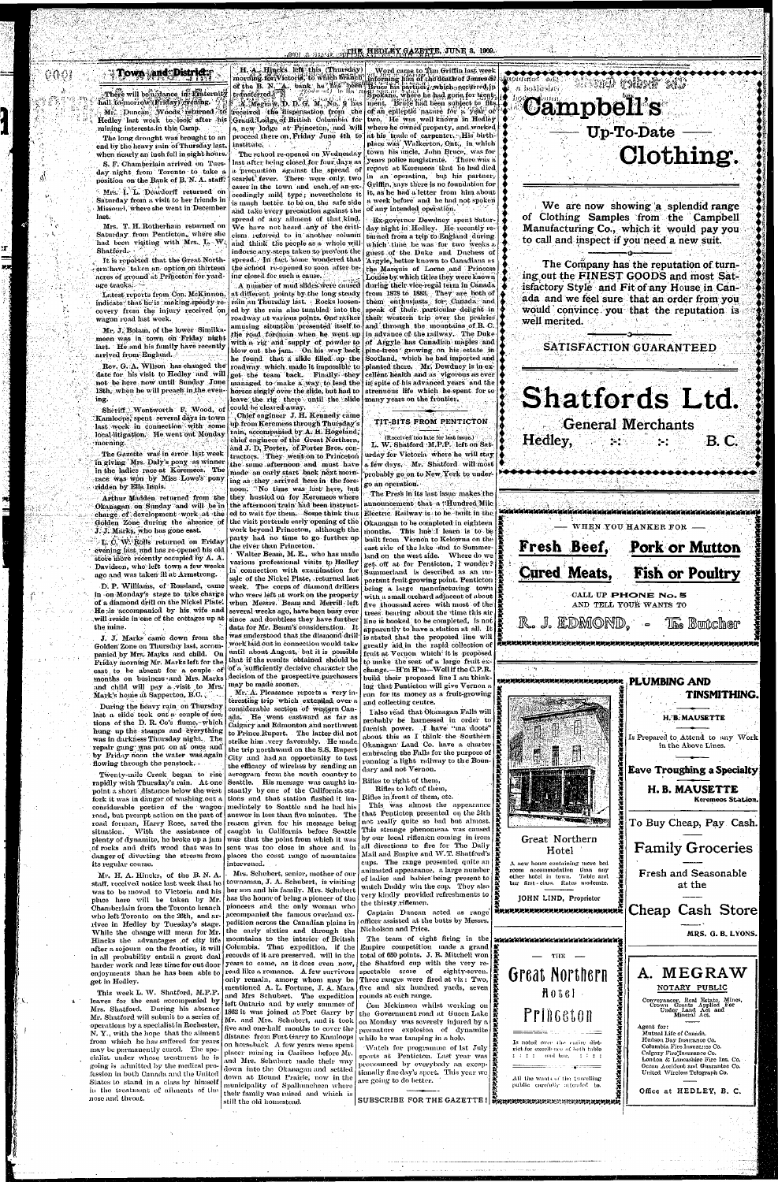## Town and District

There will be a dance in Fraternity hall to-morrow (Friday) evening.

Mr. Duncan Woods returned to Hedley last week to look after his mining interests in this Camp.

The long drought was brought to an end by the heavy rain of Thursday last, when nearly an inch fell in eight hours.

S. F. Chamberlain arrived on Tuesday night from Toronto to take a position on the Bank of B. N. A. staff.

Mrs. I. L. Deardorff returned on Saturday from a visit to her friends in Missouri, where she went in December last.

Mrs. T. H. Rotherham returned on Saturday from Penticton, where she had been visiting with Mrs. L. W. Shatford.

It is reported that the Great Northern have taken an option on thirteen acres of ground at Princeton for yardage tracks.

Latest reports from Con. McKinnon, indicate that he is making speedy recovery from the injury received on wagon road last week.

Mr. J. Bolam, of the lower Similkameen was in town on Friday night last. He and his family have recently arrived from England.

Rev. G. A. Wilson has changed the date for his visit to Hedley and will not be here now until Sunday June 13th, when he will preach in the evening.

Sheriff Wentworth F. Wood, of Kamloops, spent several days in town last week in connection with some local litigation. He went out Monday morning.

The Gazette was in error last week in giving Mrs. Daly's pony as winner in the ladies race at Keremeos. The race was won by Miss Lowe's pony ridden by Ella Innis.

Arthur Madden returned from the Okanagan on Sunday and will be in charge of development work at the Golden Zone during the absence of J. J. Marks, who has gone east.

L. C. W. Rolls returned on Friday evening last and has re-opened his old stote store recently occupied by A. A. Davidson, who left town a few weeks ago and was taken ill at Armstrong.

D. P. Williams, of Rossland, came in on Monday's stage to take charge of a diamond drill on the Nickel Plate. He is accompanied by his wife and will reside in one of the cottages up at the mine.

J. J. Marks came down from the Golden Zone on Thursday last, accompanied by Mrs. Marks and child. On Friday morning Mr. Marks left for the east to be absent for a couple of months on business and Mrs. Marks and child will pay a visit to Mrs. Mark's home at Sapperton, B.C.

During the heavy rain on Thursday last a slide took out a couple of sections of the D. R. Co's flume, which hung up the stamps and everything was in darkness Thursday night. The repair gang was put on at once and by Friday noon the water was again flowing through the penstock.

Twenty-mile Creek began to rise rapidly with Thursday's rain. At one point a short distance below the west fork it was in danger of washing out a considerable portion of the wagon road, but prompt action on the part of road foreman, Harry Rose, saved the situation. With the assistance of plenty of dynamite, he broke up a jam of rocks and drift wood that was in danger of diverting the stream from its regular course.

Mr. H. A. Hincks, of the B. N. A. staff, received notice last week that he was to be moved to Victoria and his place here will be taken by Mr. Chamberlain from the Toronto branch who left Toronto on the 29th, and arrives in Hedley by Tuesday's stage. While the change will mean for Mr. Hincks the advantages of city life after a sojourn on the frontier, it will in all probability entail a great deal harder work and less time for out door enjoyments than he has been able to get in Hedley.

This week L. W. Shatford, M.P.P., leaves for the east accompanied by Mrs. Shatford. During his absence Mr. Shatford will submit to a series of operations by a specialist in Rochester, N. Y., with the hope that the ailment from which he has suffered for years may be permanently cured. The specialist under whose treatment he is going is admitted by the medical profession in both Canada and the United States to stand in a class by himself in the treatment of ailments of the nose and throat.

H. A. Hincks left this (Thursday) morning for Victoria, to which branch of the B. N. A. bank he has been transferred.

A. Megraw, D. D. G. M., No. 9 has received the dispensation from the Grand Lodge of British Columbia for a new lodge at Princeton, and will proceed there on Friday June 4th to institute.

The school re-opened on Wednesday last after being closed for four days as a precaution against the spread of scarlet fever. There were only two cases in the town and each of an exceedingly mild type; nevertheless it is much better to be on the safe side and take every precaution against the spread of any ailment of that kind. We have not heard any of the criticism referred to in another column and think the people as a whole will indorse any steps taken to prevent the spread. In fact some wondered that the school re-opened so soon after being closed for such a cause.

A number of mud slides were caused at different points by the long steady rain on Thursday last. Rocks loosened by the rain also tumbled into the roadway at various points. One rather amusing situation presented itself to the road foreman when he went up with a rig and supply of powder to blow out the jam. On his way back he found that a slide filled up the roadway which made it impossible to get the team back. Finally they managed to make a way to lead the horses singly over the slide, but had to leave the rig there until the slide could be cleared away.

Chief engineer J. H. Kennedy came up from Keremeos through Thursday's rain, accompanied by A. H. Hogeland, chief engineer of the Great Northern, and J. D. Porter, of Porter Bros. contractors. They went on to Princeton the same afternoon and must have made an early start back next morning as they arrived here in the forenoon. "No time was lost here, but they hustled on for Keremeos where the afternoon train had been instructed to wait for them. Some think that the visit portends early opening of the work beyond Princeton, although the party had no time to go further up the river than Princeton.

Walter Beam, M. E., who has made various professional visits to Hedley in connection with examination for sale of the Nickel Plate, returned last week. The corps of diamond drillers who were left at work on the property when Messrs. Beam and Merrill left several weeks ago, have been busy ever since and doubtless they have further data for Mr. Beam's consideration. It was understood that the diamond drill work laid out in connection would take until about August, but it is possible that if the results obtained should be of a sufficiently decisive character the decision of the prospective purchasers may be made sooner.

Mr. A. Pleasance reports a very interesting trip which extended over a considerable section of western Canada. He went eastward as far as Calgary and Edmonton and northwest to Prince Rupert. The latter did not strike him very favorably. He made the trip northward on the S.S. Rupert City and had an opportunity to test the efficacy of wireless by sending an aerogram from the north country to Seattle. His message was caught instantly by one of the California stations and that station flashed it immediately to Seattle and he had his answer in less than five minutes. The reason given for his message being caught in California before Seattle was that the point from which it was sent was too close in shore and in places the coast range of mountains intervened.

Mrs. Schubert, senior, mother of our townsman, J. A. Schubert, is visiting her son and his family. Mrs. Schubert has the honor of being a pioneer of the pioneers and the only woman who accompanied the famous overland expedition across the Canadian plains in the early sixties and through the mountains to the interior of British Columbia. That expedition, if the records of it are preserved, will in the years to come, as it does even now, read like a romance. A few survivors only remain, among whom may be mentioned A. L. Fortune, J. A. Mara and Mrs. Schubert. The expedition left Ontario and by early summer of 1862 it was joined at Fort Garry by Mr. and Mrs. Schubert, and it took five and one-half months to cover the distance from Fort Garry to Kamloops on horse-back. A few years were spent placer mining in Cariboo before Mr. and Mrs. Schubert made their way down into the Okanagan and settled down at Round Prairie, now in the municipality of Spallumcheen where their family was raised and which is still the old homestead.

Word came to Tim Griffin last week informing him of the death of James S. Bruce, his partner, which occurred in Spokane, where he had gone for treatment. Bruce had been subject to fits of an epileptic nature for a year or two. He was well known in Hedley where he owned property, and worked at his trade of carpenter. His birthplace was Walkerton, Ont., in which town his uncle, John Bruce, was for years police magistrate. There was a report at Keremeos that he had died in an operation, but his partner, Griffin, says there is no foundation for it, as he had a letter from him about a week before and he had not spoken of any intended operation.

Ex-governor Dewdney spent Saturday night in Hedley. He recently returned from a trip to England during which time he was for two weeks a guest of the Duke and Duchess of Argyle, better known to Canadians as the Marquis of Lorne and Princess Louise by which titles they were known during their vice-regal term in Canada from 1878 to 1883. They are both of them enthusiasts for Canada and speak of their particular delight in their western trip over the prairies and through the mountains of B. C. in advance of the railway. The Duke of Argyle has Canadian maples and pine-trees growing on his estate in Scotland, which he had imported and planted there. Mr. Dewdney is in excellent health and as vigorous as ever in spite of his advanced years and the strenuous life which he spent for so many years on the frontier.

### TIT-BITS FROM PENTICTON

(Received too late for last issue.)

L. W. Shatford M.P.P. left on Saturday for Victoria where he will stay a few days. Mr. Shatford will most probably go on to New York to undergo an operation.

The Press in its last issue makes the announcement that a "Hundred Mile Electric Railway is to be built in the Okanagan to be completed in eighteen months. This line I learn is to be built from Vernon to Kelowna on the east side of the lake and to Summerland on the west side. Where do we get off at for Penticton, I wonder? Summerland is described as an important fruit growing point. Penticton being a large manufacturing town with a small orchard adjacent of about five thousand acres with most of the trees bearing about the time this air line is booked to be completed, is not apparently to have a station at all. It is stated that the proposed line will greatly aid in the rapid collection of fruit at Vernon which it is proposed to make the seat of a large fruit exchange.—H'm H'm—Well if the C.P.R. build their proposed line I am thinking that Penticton will give Vernon a run for its money as a fruit-growing and collecting centre.

I also read that Okanagan Falls will probably be harnessed in order to furnish power. I have "ma doots" about this as I think the Southern Okanagan Land Co. have a charter embracing the Falls for the purpose of running a light railway to the Boundary and not Vernon.

Rifles to right of them,
Rifles to left of them,
Rifles in front of them, etc.

This was almost the appearance that Penticton presented on the 24th not really quite so bad but almost. This strange phenomena was caused by our local riflemen coming in from all directions to fire for The Daily Mail and Empire and W.T. Shatford's cups. The range presented quite an animated appearance, a large number of ladies and babies being present to watch Daddy win the cup. They also very kindly provided refreshments to the thirsty riflemen.

Captain Duncan acted as range officer assisted at the butts by Messrs. Nicholson and Price.

The team of eight firing in the Empire competition made a grand total of 650 points. J. R. Mitchell won the Shatford cup with the very respectable score of eighty-seven. Three ranges were fired at viz: Two, five and six hundred yards, seven rounds at each range.

Con Mckinnon whilst working on the Government road at Green Lake on Monday was severely injured by a premature explosion of dynamite while he was tamping in a hole.

Watch for programme of 1st July sports at Penticton. Last year was pronounced by everybody an exceptionally fine day's sport. This year we are going to do better.

SUBSCRIBE FOR THE GAZETTE!

---

# Campbell's Up-To-Date Clothing.

We are now showing a splendid range of Clothing Samples from the Campbell Manufacturing Co., which it would pay you to call and inspect if you need a new suit.

The Company has the reputation of turning out the FINEST GOODS and most Satisfactory Style and Fit of any House in Canada and we feel sure that an order from you would convince you that the reputation is well merited.

SATISFACTION GUARANTEED

# Shatfords Ltd.

General Merchants

Hedley, B. C.

---

WHEN YOU HANKER FOR

**Fresh Beef, Pork or Mutton**
**Cured Meats, Fish or Poultry**

CALL UP PHONE No. 5 AND TELL YOUR WANTS TO

R. J. EDMOND, - The Butcher

---

**PLUMBING AND TINSMITHING.**

H. B. MAUSETTE

Is Prepared to Attend to any Work in the Above Lines.

**Eave Troughing a Specialty**

H. B. MAUSETTE
Keremeos Station.

---

Great Northern Hotel

A new house containing more bed room accommodation than any other hotel in town. Table and bar first-class. Rates moderate.

JOHN LIND, Proprietor

---

To Buy Cheap, Pay Cash.

**Family Groceries**

Fresh and Seasonable at the

**Cheap Cash Store**

MRS. G. B. LYONS.

---

THE

**Great Northern Hotel Princeton**

Is noted over the entire district for excellence of both table and bar.

All the wants of the travelling public carefully attended to.

---

# A. MEGRAW

NOTARY PUBLIC

Conveyancer, Real Estate, Mines, Crown Grants Applied For Under Land Act and Mineral Act.

Agent for:
Mutual Life of Canada.
Hudson Bay Insurance Co.
Columbia Fire Insurance Co.
Calgary Fire Insurance Co.
London & Lancashire Fire Ins. Co.
Ocean Accident and Guarantee Co.
United Wireless Telegraph Co.

Office at HEDLEY, B. C.